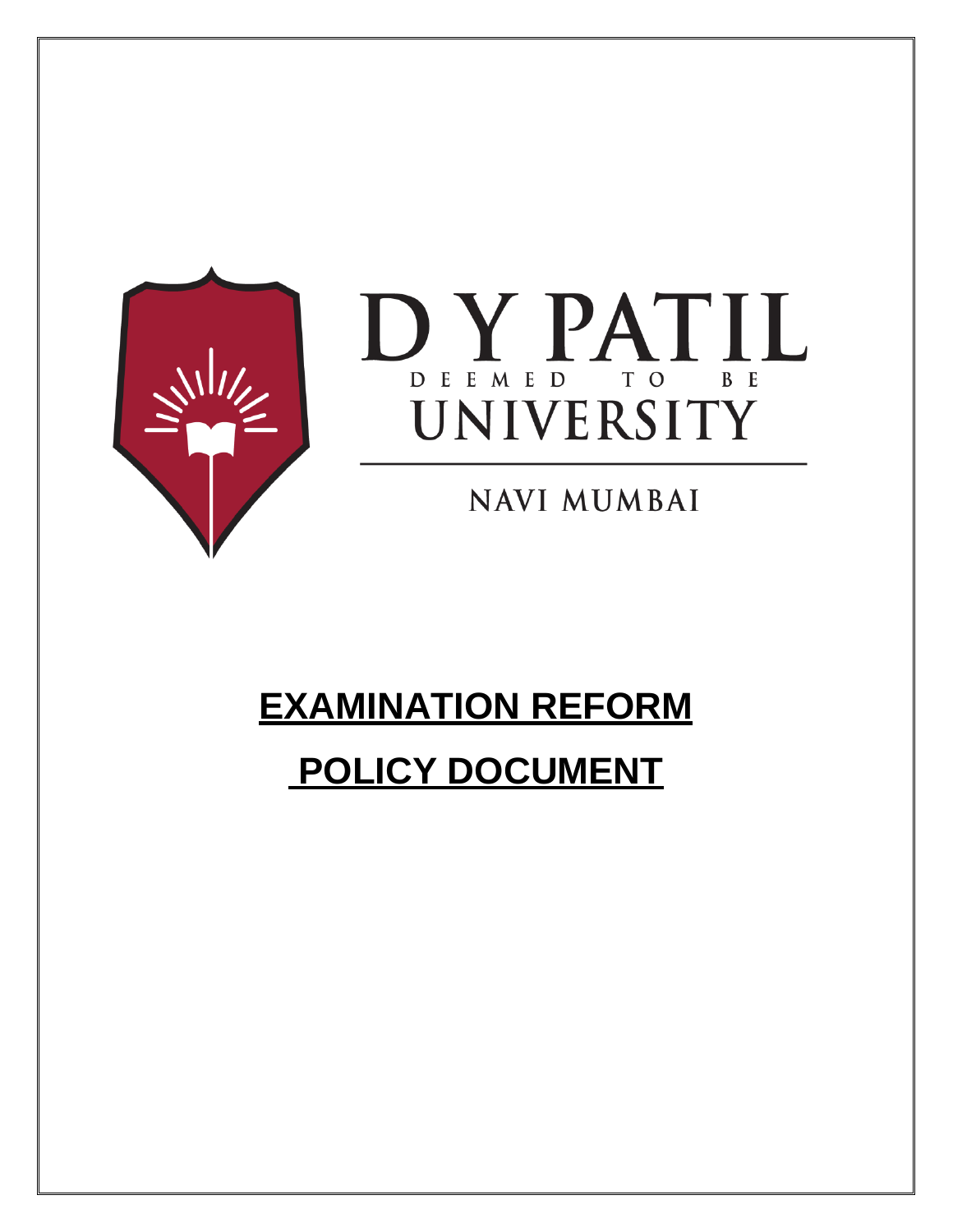D Y PATIL

DEEMED TO BE

UNIVERSITY

NAVI MUMBAI

# EXAMINATION REFORM

# POLICY DOCUMENT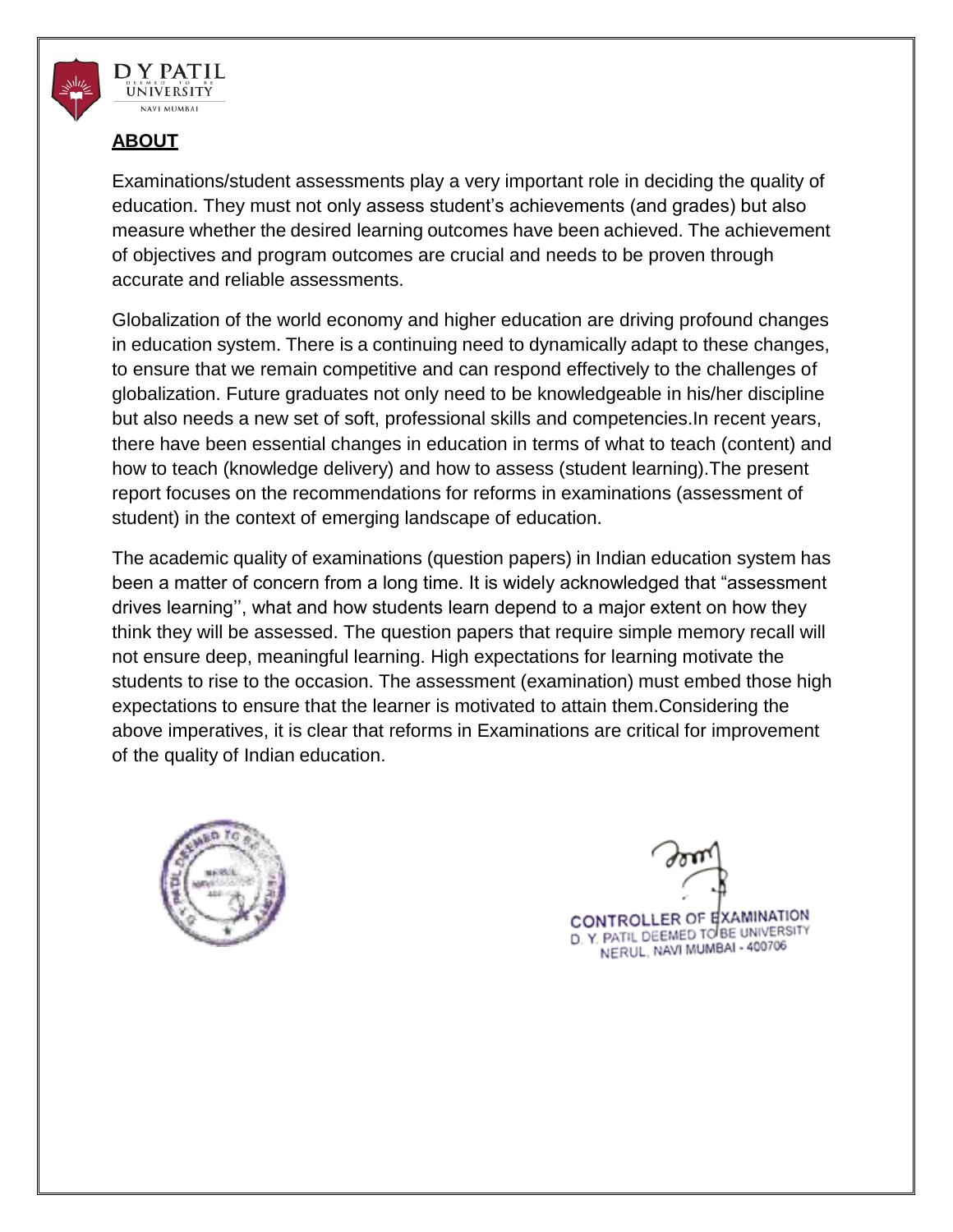## ABOUT

Examinations/student assessments play a very important role in deciding the quality of education. They must not only assess student's achievements (and grades) but also measure whether the desired learning outcomes have been achieved. The achievement of objectives and program outcomes are crucial and needs to be proven through accurate and reliable assessments.

Globalization of the world economy and higher education are driving profound changes in education system. There is a continuing need to dynamically adapt to these changes, to ensure that we remain competitive and can respond effectively to the challenges of globalization. Future graduates not only need to be knowledgeable in his/her discipline but also needs a new set of soft, professional skills and competencies.In recent years, there have been essential changes in education in terms of what to teach (content) and how to teach (knowledge delivery) and how to assess (student learning).The present report focuses on the recommendations for reforms in examinations (assessment of student) in the context of emerging landscape of education.

The academic quality of examinations (question papers) in Indian education system has been a matter of concern from a long time. It is widely acknowledged that "assessment drives learning'', what and how students learn depend to a major extent on how they think they will be assessed. The question papers that require simple memory recall will not ensure deep, meaningful learning. High expectations for learning motivate the students to rise to the occasion. The assessment (examination) must embed those high expectations to ensure that the learner is motivated to attain them.Considering the above imperatives, it is clear that reforms in Examinations are critical for improvement of the quality of Indian education.

CONTROLLER OF EXAMINATION
D. Y. PATIL DEEMED TO BE UNIVERSITY
NERUL, NAVI MUMBAI - 400706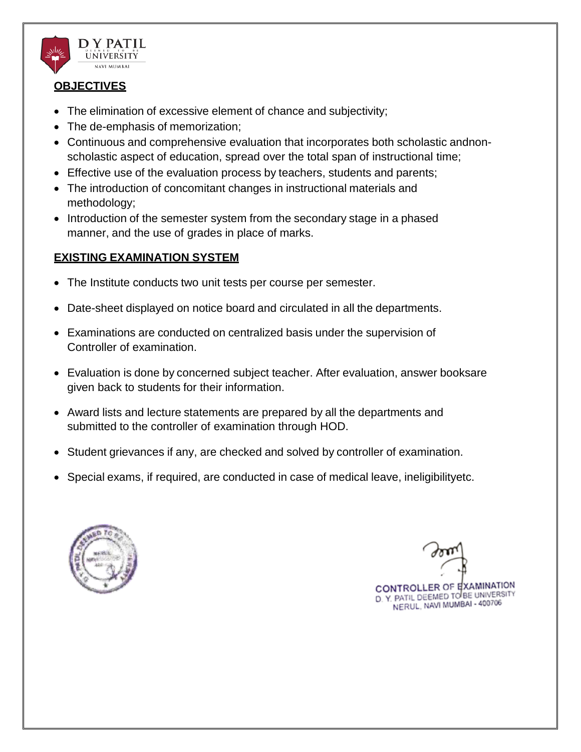## OBJECTIVES

- The elimination of excessive element of chance and subjectivity;
- The de-emphasis of memorization;
- Continuous and comprehensive evaluation that incorporates both scholastic andnon-scholastic aspect of education, spread over the total span of instructional time;
- Effective use of the evaluation process by teachers, students and parents;
- The introduction of concomitant changes in instructional materials and methodology;
- Introduction of the semester system from the secondary stage in a phased manner, and the use of grades in place of marks.

## EXISTING EXAMINATION SYSTEM

- The Institute conducts two unit tests per course per semester.
- Date-sheet displayed on notice board and circulated in all the departments.
- Examinations are conducted on centralized basis under the supervision of Controller of examination.
- Evaluation is done by concerned subject teacher. After evaluation, answer booksare given back to students for their information.
- Award lists and lecture statements are prepared by all the departments and submitted to the controller of examination through HOD.
- Student grievances if any, are checked and solved by controller of examination.
- Special exams, if required, are conducted in case of medical leave, ineligibilityetc.

CONTROLLER OF EXAMINATION
D. Y. PATIL DEEMED TO BE UNIVERSITY
NERUL, NAVI MUMBAI - 400706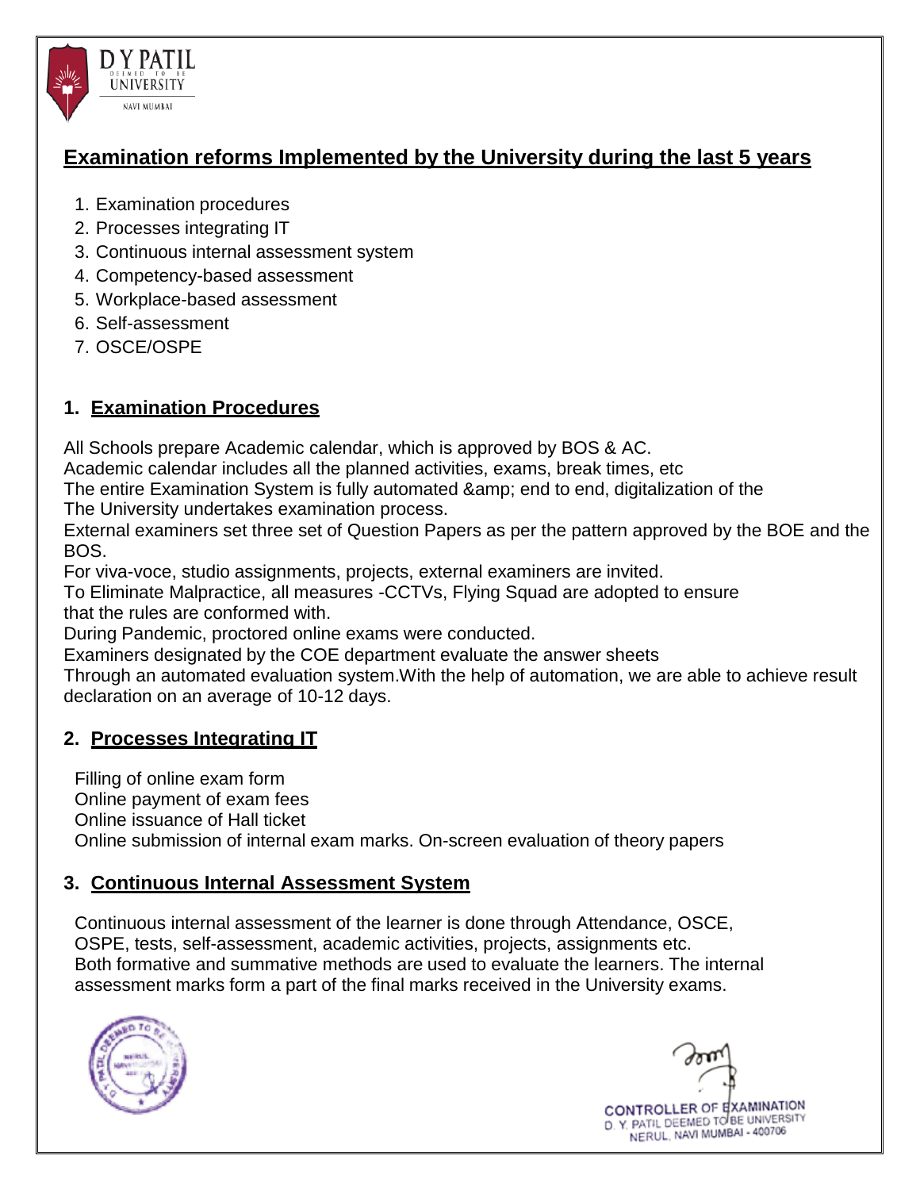## Examination reforms Implemented by the University during the last 5 years

1. Examination procedures
2. Processes integrating IT
3. Continuous internal assessment system
4. Competency-based assessment
5. Workplace-based assessment
6. Self-assessment
7. OSCE/OSPE

### 1. Examination Procedures

All Schools prepare Academic calendar, which is approved by BOS & AC.
Academic calendar includes all the planned activities, exams, break times, etc
The entire Examination System is fully automated &amp; end to end, digitalization of the
The University undertakes examination process.
External examiners set three set of Question Papers as per the pattern approved by the BOE and the BOS.
For viva-voce, studio assignments, projects, external examiners are invited.
To Eliminate Malpractice, all measures -CCTVs, Flying Squad are adopted to ensure that the rules are conformed with.
During Pandemic, proctored online exams were conducted.
Examiners designated by the COE department evaluate the answer sheets
Through an automated evaluation system.With the help of automation, we are able to achieve result declaration on an average of 10-12 days.

### 2. Processes Integrating IT

Filling of online exam form
Online payment of exam fees
Online issuance of Hall ticket
Online submission of internal exam marks. On-screen evaluation of theory papers

### 3. Continuous Internal Assessment System

Continuous internal assessment of the learner is done through Attendance, OSCE, OSPE, tests, self-assessment, academic activities, projects, assignments etc.
Both formative and summative methods are used to evaluate the learners. The internal assessment marks form a part of the final marks received in the University exams.

CONTROLLER OF EXAMINATION
D. Y. PATIL DEEMED TO BE UNIVERSITY
NERUL, NAVI MUMBAI - 400706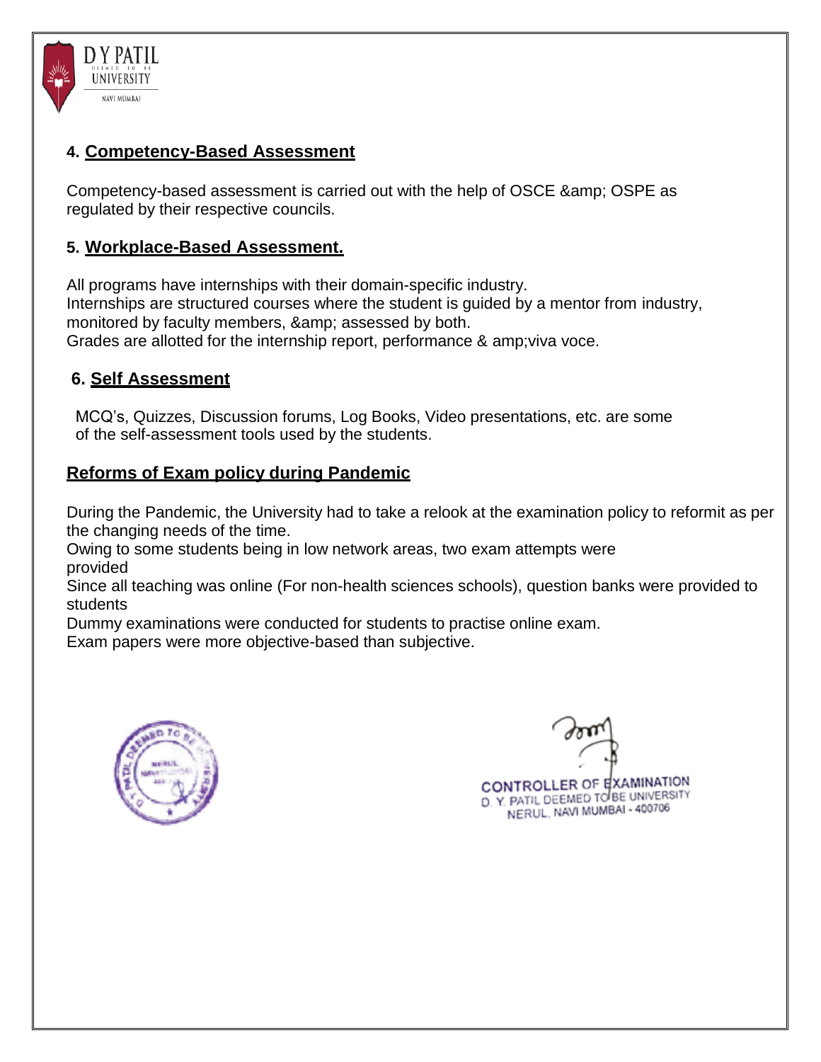## 4. Competency-Based Assessment

Competency-based assessment is carried out with the help of OSCE &amp; OSPE as regulated by their respective councils.

## 5. Workplace-Based Assessment.

All programs have internships with their domain-specific industry.
Internships are structured courses where the student is guided by a mentor from industry, monitored by faculty members, &amp; assessed by both.
Grades are allotted for the internship report, performance & amp;viva voce.

## 6. Self Assessment

MCQ's, Quizzes, Discussion forums, Log Books, Video presentations, etc. are some of the self-assessment tools used by the students.

## Reforms of Exam policy during Pandemic

During the Pandemic, the University had to take a relook at the examination policy to reformit as per the changing needs of the time.
Owing to some students being in low network areas, two exam attempts were provided
Since all teaching was online (For non-health sciences schools), question banks were provided to students
Dummy examinations were conducted for students to practise online exam.
Exam papers were more objective-based than subjective.

CONTROLLER OF EXAMINATION
D. Y. PATIL DEEMED TO BE UNIVERSITY
NERUL, NAVI MUMBAI - 400706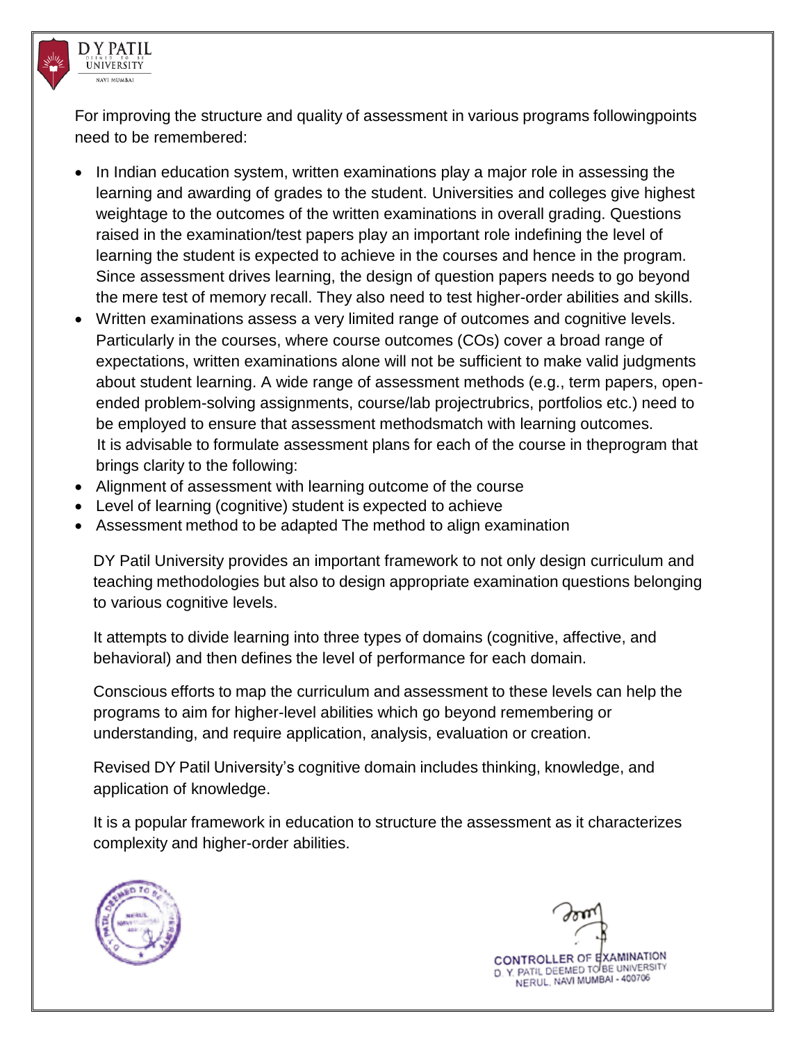For improving the structure and quality of assessment in various programs followingpoints need to be remembered:

- In Indian education system, written examinations play a major role in assessing the learning and awarding of grades to the student. Universities and colleges give highest weightage to the outcomes of the written examinations in overall grading. Questions raised in the examination/test papers play an important role indefining the level of learning the student is expected to achieve in the courses and hence in the program. Since assessment drives learning, the design of question papers needs to go beyond the mere test of memory recall. They also need to test higher-order abilities and skills.
- Written examinations assess a very limited range of outcomes and cognitive levels. Particularly in the courses, where course outcomes (COs) cover a broad range of expectations, written examinations alone will not be sufficient to make valid judgments about student learning. A wide range of assessment methods (e.g., term papers, open-ended problem-solving assignments, course/lab projectrubrics, portfolios etc.) need to be employed to ensure that assessment methodsmatch with learning outcomes. It is advisable to formulate assessment plans for each of the course in theprogram that brings clarity to the following:
- Alignment of assessment with learning outcome of the course
- Level of learning (cognitive) student is expected to achieve
- Assessment method to be adapted The method to align examination

DY Patil University provides an important framework to not only design curriculum and teaching methodologies but also to design appropriate examination questions belonging to various cognitive levels.

It attempts to divide learning into three types of domains (cognitive, affective, and behavioral) and then defines the level of performance for each domain.

Conscious efforts to map the curriculum and assessment to these levels can help the programs to aim for higher-level abilities which go beyond remembering or understanding, and require application, analysis, evaluation or creation.

Revised DY Patil University's cognitive domain includes thinking, knowledge, and application of knowledge.

It is a popular framework in education to structure the assessment as it characterizes complexity and higher-order abilities.

CONTROLLER OF EXAMINATION
D. Y. PATIL DEEMED TO BE UNIVERSITY
NERUL, NAVI MUMBAI - 400706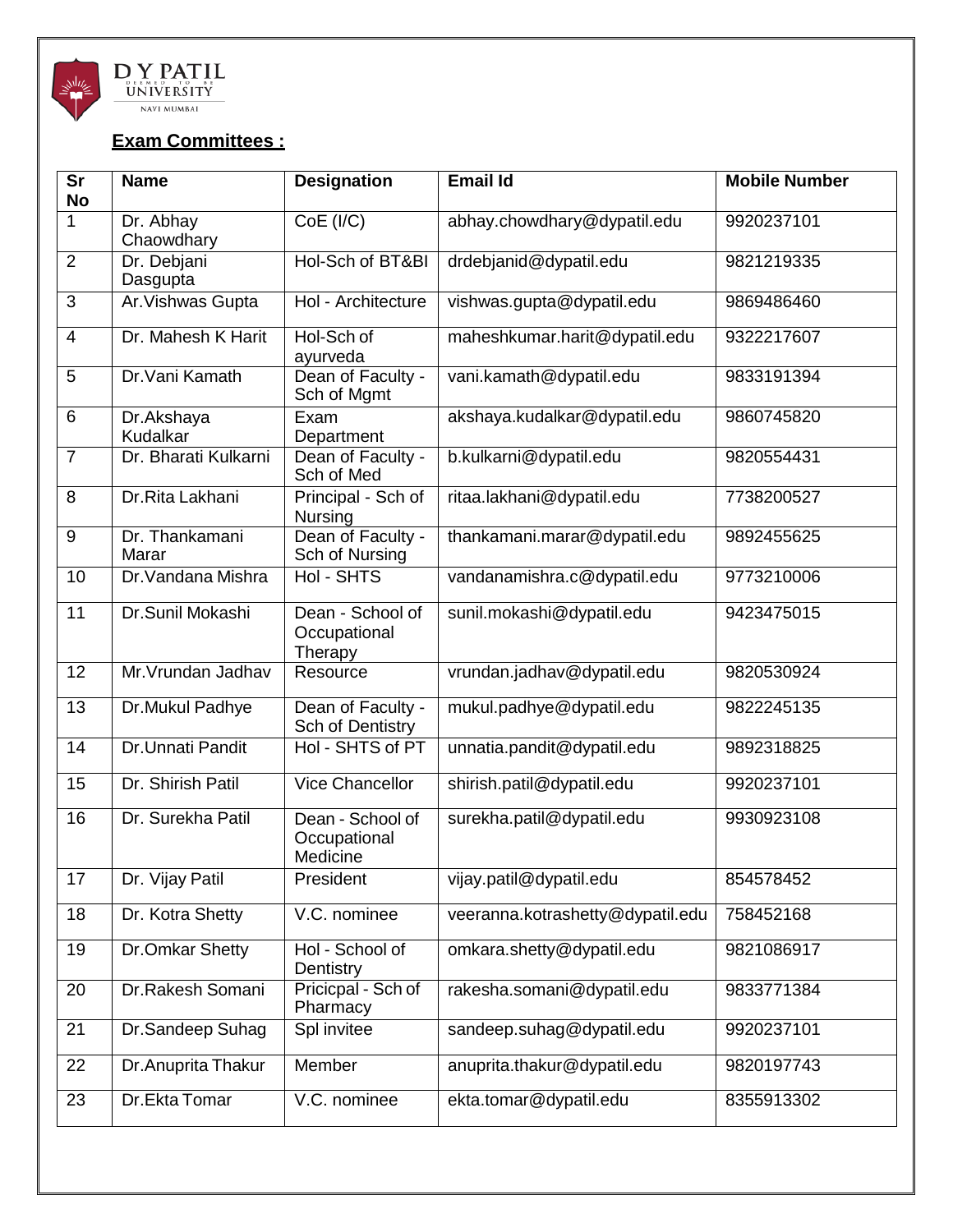**D Y PATIL DEEMED TO BE UNIVERSITY NAVI MUMBAI**

## **Exam Committees :**

| Sr No | Name | Designation | Email Id | Mobile Number |
|---|---|---|---|---|
| 1 | Dr. Abhay Chaowdhary | CoE (I/C) | abhay.chowdhary@dypatil.edu | 9920237101 |
| 2 | Dr. Debjani Dasgupta | Hol-Sch of BT&BI | drdebjanid@dypatil.edu | 9821219335 |
| 3 | Ar.Vishwas Gupta | Hol - Architecture | vishwas.gupta@dypatil.edu | 9869486460 |
| 4 | Dr. Mahesh K Harit | Hol-Sch of ayurveda | maheshkumar.harit@dypatil.edu | 9322217607 |
| 5 | Dr.Vani Kamath | Dean of Faculty - Sch of Mgmt | vani.kamath@dypatil.edu | 9833191394 |
| 6 | Dr.Akshaya Kudalkar | Exam Department | akshaya.kudalkar@dypatil.edu | 9860745820 |
| 7 | Dr. Bharati Kulkarni | Dean of Faculty - Sch of Med | b.kulkarni@dypatil.edu | 9820554431 |
| 8 | Dr.Rita Lakhani | Principal - Sch of Nursing | ritaa.lakhani@dypatil.edu | 7738200527 |
| 9 | Dr. Thankamani Marar | Dean of Faculty - Sch of Nursing | thankamani.marar@dypatil.edu | 9892455625 |
| 10 | Dr.Vandana Mishra | Hol - SHTS | vandanamishra.c@dypatil.edu | 9773210006 |
| 11 | Dr.Sunil Mokashi | Dean - School of Occupational Therapy | sunil.mokashi@dypatil.edu | 9423475015 |
| 12 | Mr.Vrundan Jadhav | Resource | vrundan.jadhav@dypatil.edu | 9820530924 |
| 13 | Dr.Mukul Padhye | Dean of Faculty - Sch of Dentistry | mukul.padhye@dypatil.edu | 9822245135 |
| 14 | Dr.Unnati Pandit | Hol - SHTS of PT | unnatia.pandit@dypatil.edu | 9892318825 |
| 15 | Dr. Shirish Patil | Vice Chancellor | shirish.patil@dypatil.edu | 9920237101 |
| 16 | Dr. Surekha Patil | Dean - School of Occupational Medicine | surekha.patil@dypatil.edu | 9930923108 |
| 17 | Dr. Vijay Patil | President | vijay.patil@dypatil.edu | 854578452 |
| 18 | Dr. Kotra Shetty | V.C. nominee | veeranna.kotrashetty@dypatil.edu | 758452168 |
| 19 | Dr.Omkar Shetty | Hol - School of Dentistry | omkara.shetty@dypatil.edu | 9821086917 |
| 20 | Dr.Rakesh Somani | Pricicpal - Sch of Pharmacy | rakesha.somani@dypatil.edu | 9833771384 |
| 21 | Dr.Sandeep Suhag | Spl invitee | sandeep.suhag@dypatil.edu | 9920237101 |
| 22 | Dr.Anuprita Thakur | Member | anuprita.thakur@dypatil.edu | 9820197743 |
| 23 | Dr.Ekta Tomar | V.C. nominee | ekta.tomar@dypatil.edu | 8355913302 |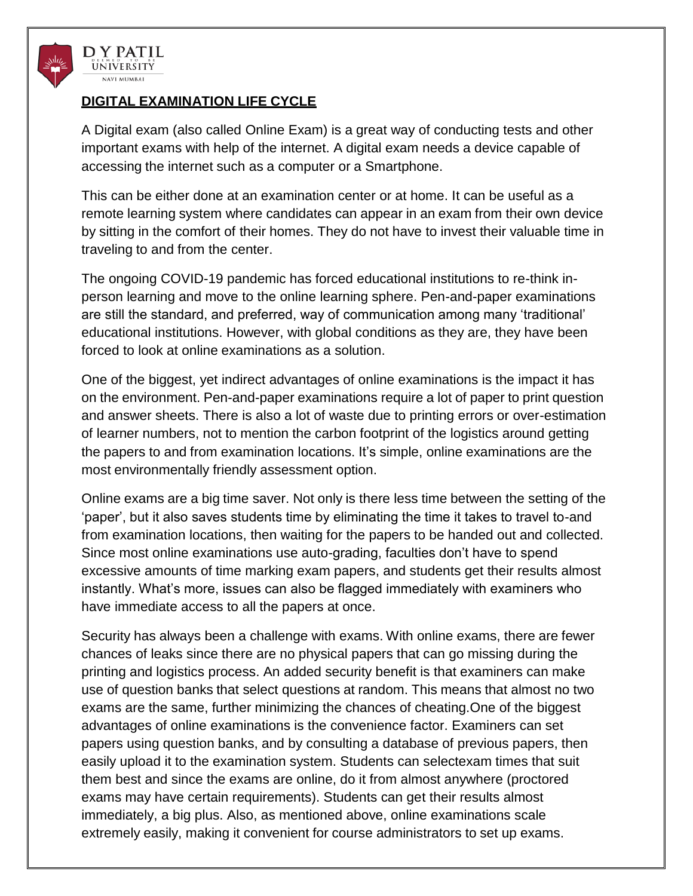## DIGITAL EXAMINATION LIFE CYCLE

A Digital exam (also called Online Exam) is a great way of conducting tests and other important exams with help of the internet. A digital exam needs a device capable of accessing the internet such as a computer or a Smartphone.

This can be either done at an examination center or at home. It can be useful as a remote learning system where candidates can appear in an exam from their own device by sitting in the comfort of their homes. They do not have to invest their valuable time in traveling to and from the center.

The ongoing COVID-19 pandemic has forced educational institutions to re-think in-person learning and move to the online learning sphere. Pen-and-paper examinations are still the standard, and preferred, way of communication among many 'traditional' educational institutions. However, with global conditions as they are, they have been forced to look at online examinations as a solution.

One of the biggest, yet indirect advantages of online examinations is the impact it has on the environment. Pen-and-paper examinations require a lot of paper to print question and answer sheets. There is also a lot of waste due to printing errors or over-estimation of learner numbers, not to mention the carbon footprint of the logistics around getting the papers to and from examination locations. It's simple, online examinations are the most environmentally friendly assessment option.

Online exams are a big time saver. Not only is there less time between the setting of the 'paper', but it also saves students time by eliminating the time it takes to travel to-and from examination locations, then waiting for the papers to be handed out and collected. Since most online examinations use auto-grading, faculties don't have to spend excessive amounts of time marking exam papers, and students get their results almost instantly. What's more, issues can also be flagged immediately with examiners who have immediate access to all the papers at once.

Security has always been a challenge with exams. With online exams, there are fewer chances of leaks since there are no physical papers that can go missing during the printing and logistics process. An added security benefit is that examiners can make use of question banks that select questions at random. This means that almost no two exams are the same, further minimizing the chances of cheating.One of the biggest advantages of online examinations is the convenience factor. Examiners can set papers using question banks, and by consulting a database of previous papers, then easily upload it to the examination system. Students can selectexam times that suit them best and since the exams are online, do it from almost anywhere (proctored exams may have certain requirements). Students can get their results almost immediately, a big plus. Also, as mentioned above, online examinations scale extremely easily, making it convenient for course administrators to set up exams.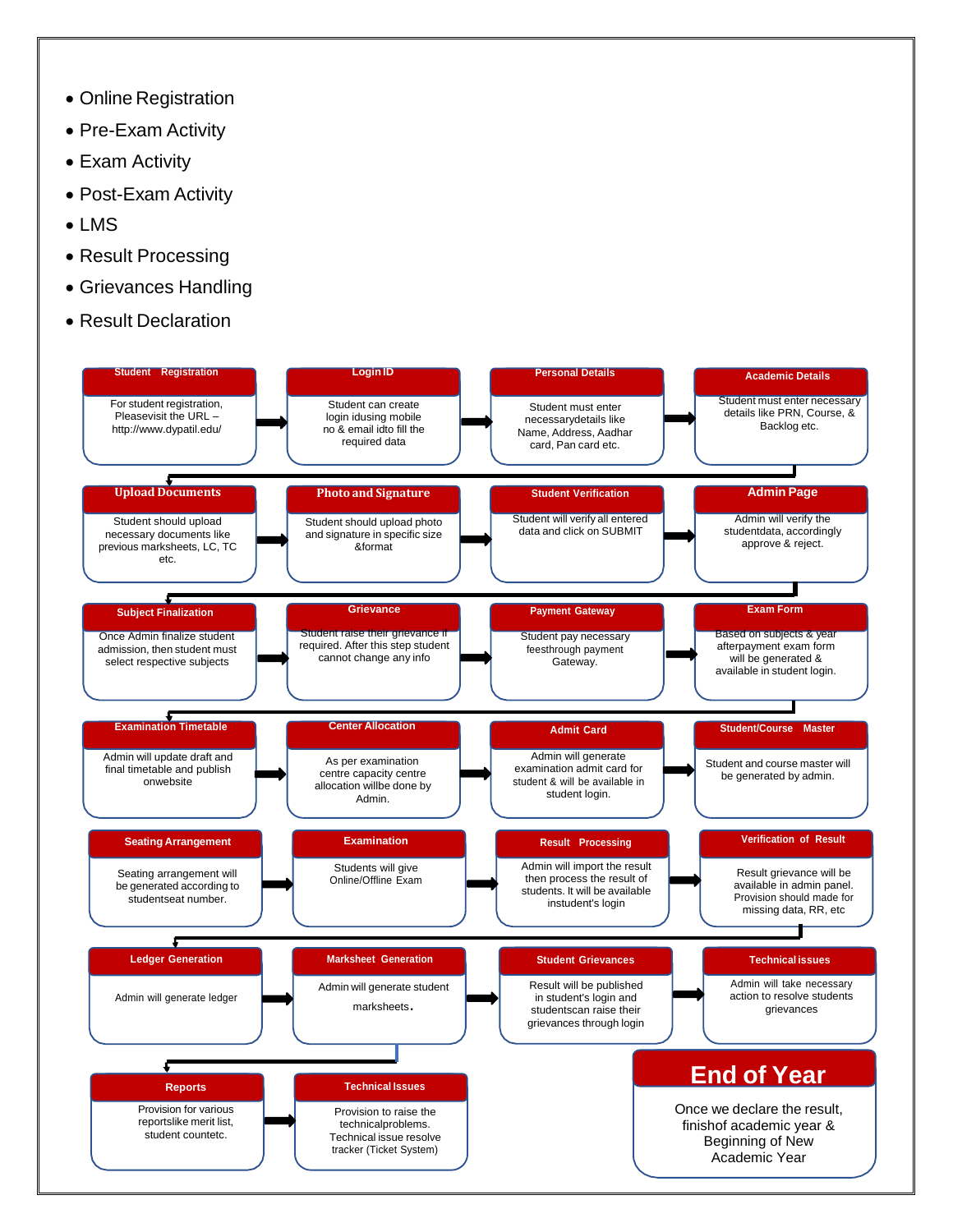- Online Registration
- Pre-Exam Activity
- Exam Activity
- Post-Exam Activity
- LMS
- Result Processing
- Grievances Handling
- Result Declaration

**Student Registration**
For student registration, Pleasevisit the URL – http://www.dypatil.edu/

**Login ID**
Student can create login idusing mobile no & email idto fill the required data

**Personal Details**
Student must enter necessarydetails like Name, Address, Aadhar card, Pan card etc.

**Academic Details**
Student must enter necessary details like PRN, Course, & Backlog etc.

**Upload Documents**
Student should upload necessary documents like previous marksheets, LC, TC etc.

**Photo and Signature**
Student should upload photo and signature in specific size &format

**Student Verification**
Student will verify all entered data and click on SUBMIT

**Admin Page**
Admin will verify the studentdata, accordingly approve & reject.

**Subject Finalization**
Once Admin finalize student admission, then student must select respective subjects

**Grievance**
Student raise their grievance if required. After this step student cannot change any info

**Payment Gateway**
Student pay necessary feesthrough payment Gateway.

**Exam Form**
Based on subjects & year afterpayment exam form will be generated & available in student login.

**Examination Timetable**
Admin will update draft and final timetable and publish onwebsite

**Center Allocation**
As per examination centre capacity centre allocation willbe done by Admin.

**Admit Card**
Admin will generate examination admit card for student & will be available in student login.

**Student/Course Master**
Student and course master will be generated by admin.

**Seating Arrangement**
Seating arrangement will be generated according to studentseat number.

**Examination**
Students will give Online/Offline Exam

**Result Processing**
Admin will import the result then process the result of students. It will be available instudent's login

**Verification of Result**
Result grievance will be available in admin panel. Provision should made for missing data, RR, etc

**Ledger Generation**
Admin will generate ledger

**Marksheet Generation**
Admin will generate student marksheets.

**Student Grievances**
Result will be published in student's login and studentscan raise their grievances through login

**Technical issues**
Admin will take necessary action to resolve students grievances

**Reports**
Provision for various reportslike merit list, student countetc.

**Technical Issues**
Provision to raise the technicalproblems. Technical issue resolve tracker (Ticket System)

**End of Year**
Once we declare the result, finishof academic year & Beginning of New Academic Year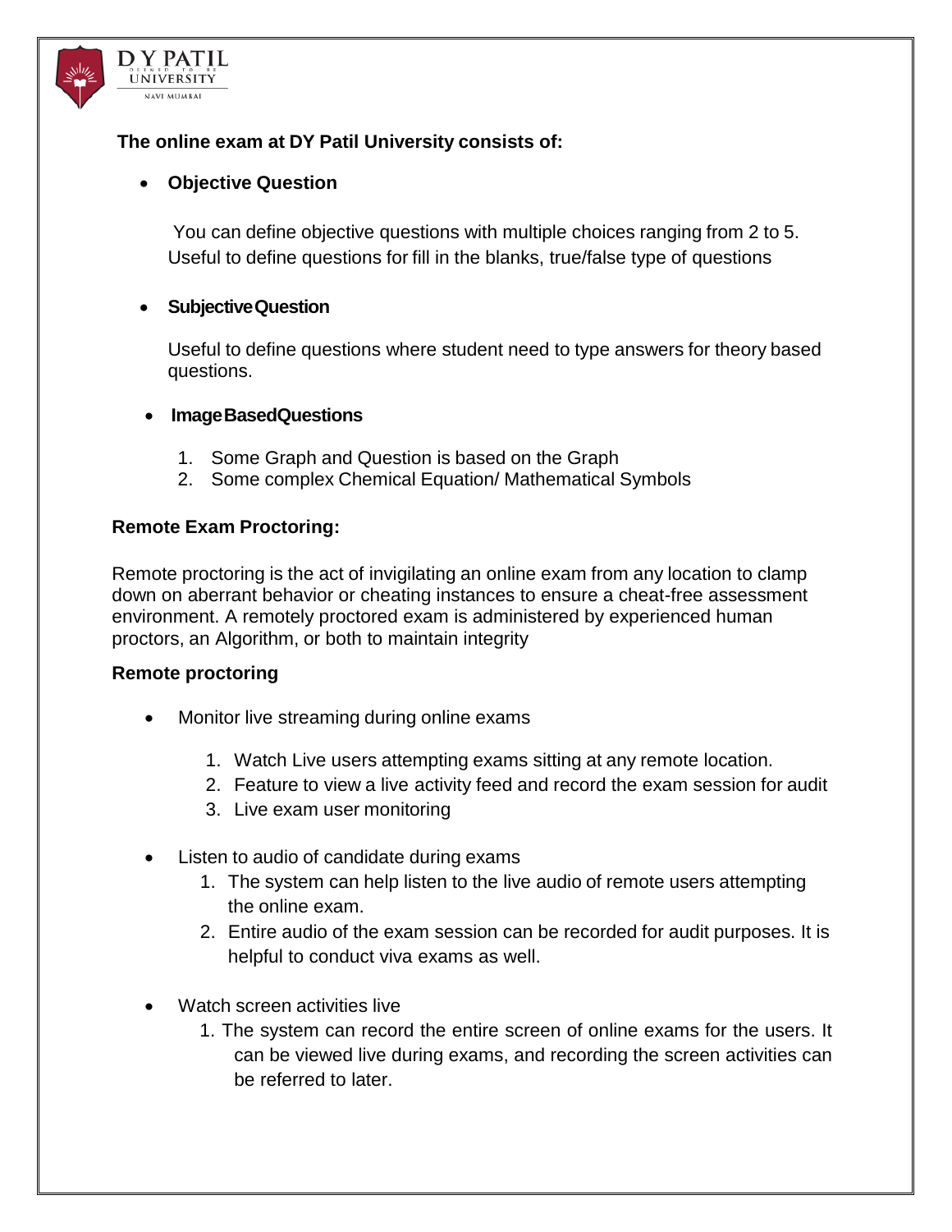**The online exam at DY Patil University consists of:**

- **Objective Question**

  You can define objective questions with multiple choices ranging from 2 to 5. Useful to define questions for fill in the blanks, true/false type of questions

- **SubjectiveQuestion**

  Useful to define questions where student need to type answers for theory based questions.

- **ImageBasedQuestions**

  1. Some Graph and Question is based on the Graph
  2. Some complex Chemical Equation/ Mathematical Symbols

**Remote Exam Proctoring:**

Remote proctoring is the act of invigilating an online exam from any location to clamp down on aberrant behavior or cheating instances to ensure a cheat-free assessment environment. A remotely proctored exam is administered by experienced human proctors, an Algorithm, or both to maintain integrity

**Remote proctoring**

- Monitor live streaming during online exams
  1. Watch Live users attempting exams sitting at any remote location.
  2. Feature to view a live activity feed and record the exam session for audit
  3. Live exam user monitoring

- Listen to audio of candidate during exams
  1. The system can help listen to the live audio of remote users attempting the online exam.
  2. Entire audio of the exam session can be recorded for audit purposes. It is helpful to conduct viva exams as well.

- Watch screen activities live
  1. The system can record the entire screen of online exams for the users. It can be viewed live during exams, and recording the screen activities can be referred to later.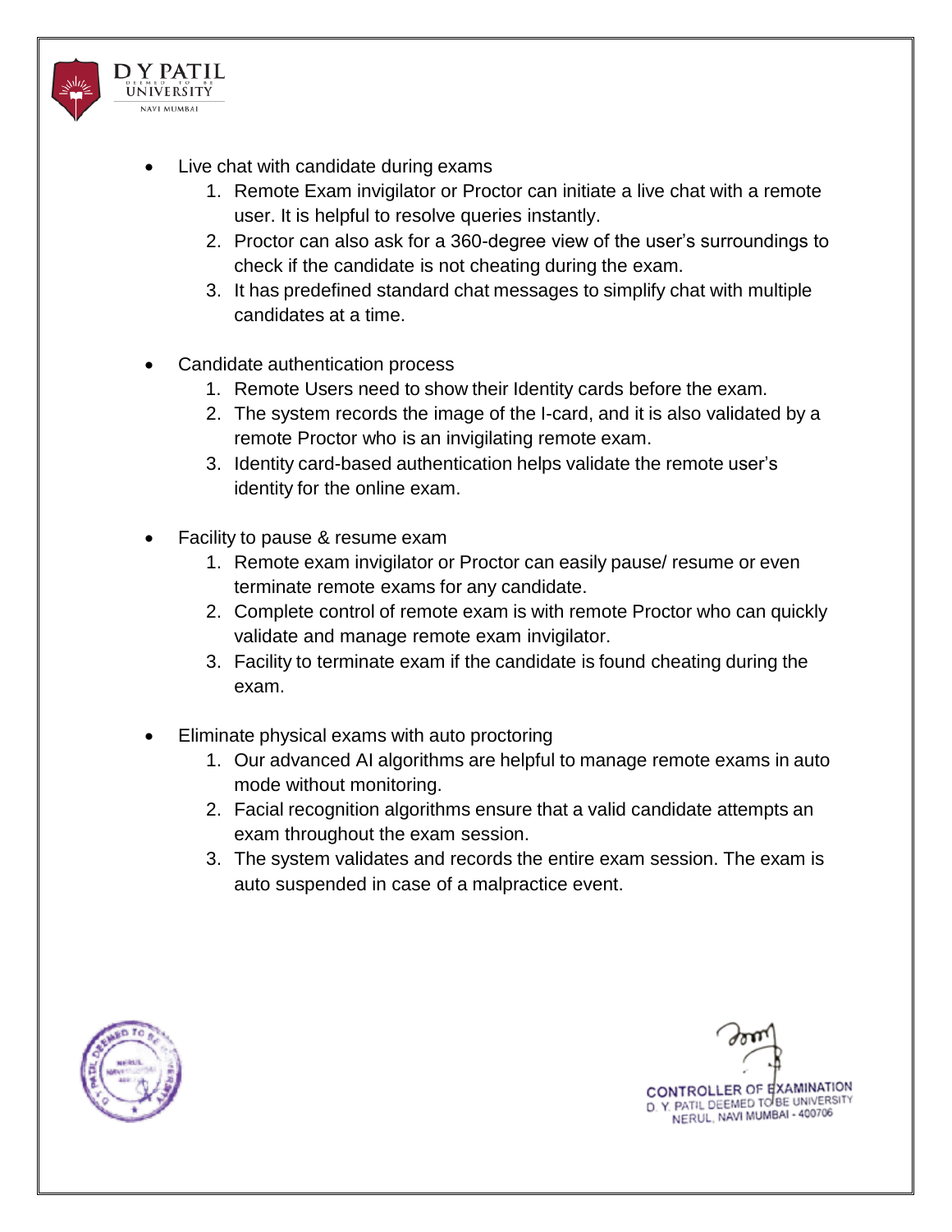- Live chat with candidate during exams
    1. Remote Exam invigilator or Proctor can initiate a live chat with a remote user. It is helpful to resolve queries instantly.
    2. Proctor can also ask for a 360-degree view of the user's surroundings to check if the candidate is not cheating during the exam.
    3. It has predefined standard chat messages to simplify chat with multiple candidates at a time.

- Candidate authentication process
    1. Remote Users need to show their Identity cards before the exam.
    2. The system records the image of the I-card, and it is also validated by a remote Proctor who is an invigilating remote exam.
    3. Identity card-based authentication helps validate the remote user's identity for the online exam.

- Facility to pause & resume exam
    1. Remote exam invigilator or Proctor can easily pause/ resume or even terminate remote exams for any candidate.
    2. Complete control of remote exam is with remote Proctor who can quickly validate and manage remote exam invigilator.
    3. Facility to terminate exam if the candidate is found cheating during the exam.

- Eliminate physical exams with auto proctoring
    1. Our advanced AI algorithms are helpful to manage remote exams in auto mode without monitoring.
    2. Facial recognition algorithms ensure that a valid candidate attempts an exam throughout the exam session.
    3. The system validates and records the entire exam session. The exam is auto suspended in case of a malpractice event.

CONTROLLER OF EXAMINATION
D. Y. PATIL DEEMED TO BE UNIVERSITY
NERUL, NAVI MUMBAI - 400706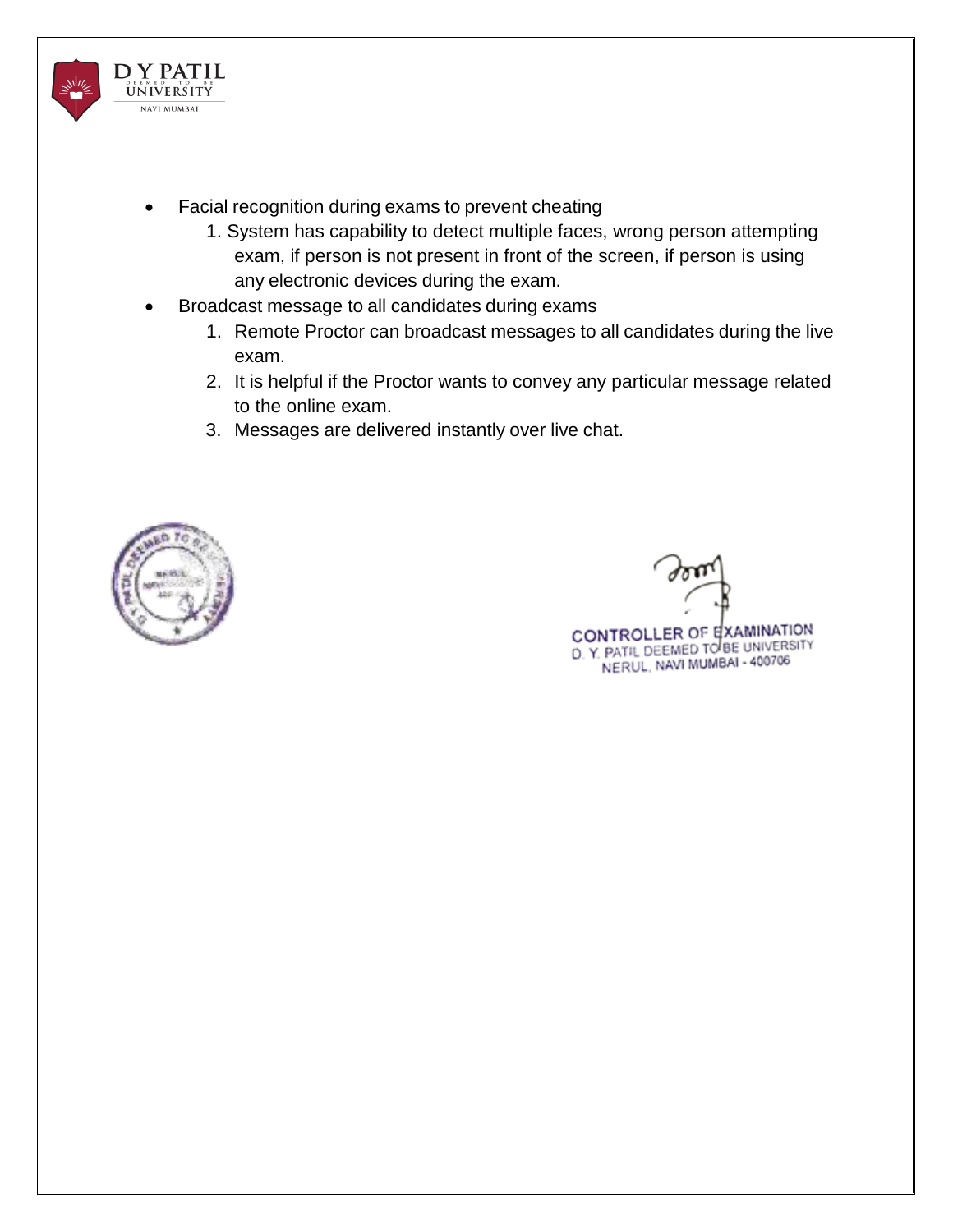- Facial recognition during exams to prevent cheating
    1. System has capability to detect multiple faces, wrong person attempting exam, if person is not present in front of the screen, if person is using any electronic devices during the exam.
- Broadcast message to all candidates during exams
    1. Remote Proctor can broadcast messages to all candidates during the live exam.
    2. It is helpful if the Proctor wants to convey any particular message related to the online exam.
    3. Messages are delivered instantly over live chat.

CONTROLLER OF EXAMINATION
D. Y. PATIL DEEMED TO BE UNIVERSITY
NERUL, NAVI MUMBAI - 400706